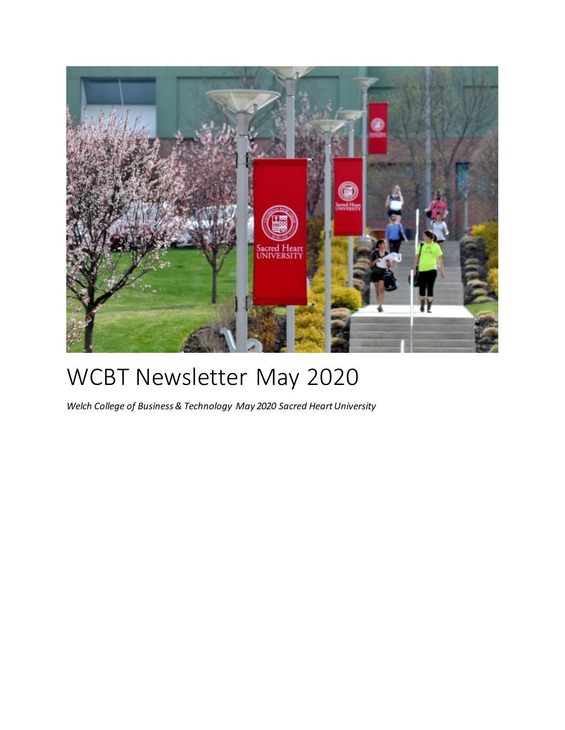# WCBT Newsletter May 2020

*Welch College of Business & Technology May 2020 Sacred Heart University*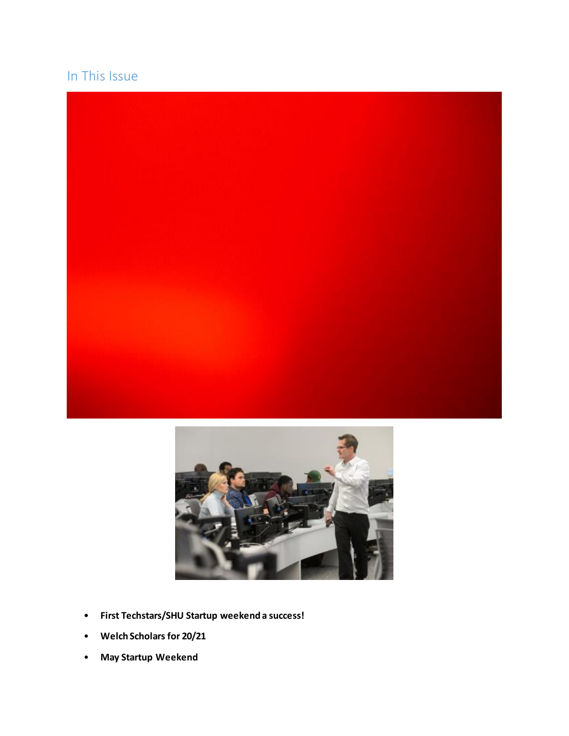## In This Issue

- **First Techstars/SHU Startup weekend a success!**
- **Welch Scholars for 20/21**
- **May Startup Weekend**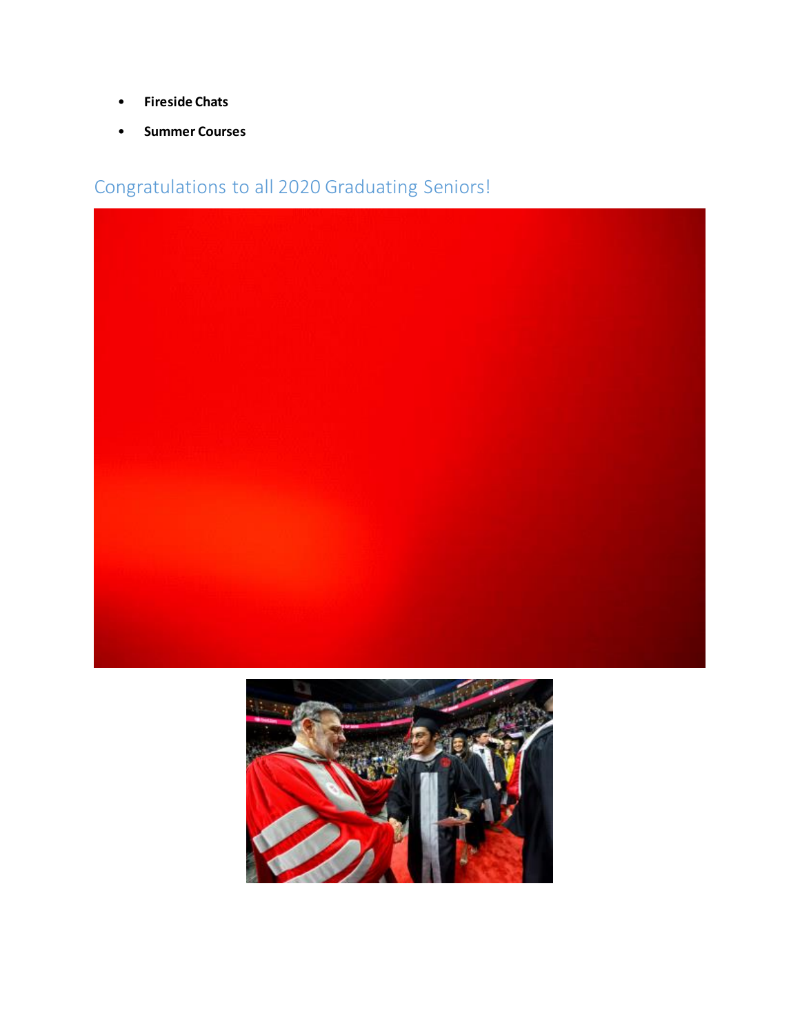- **Fireside Chats**
- **Summer Courses**

## Congratulations to all 2020 Graduating Seniors!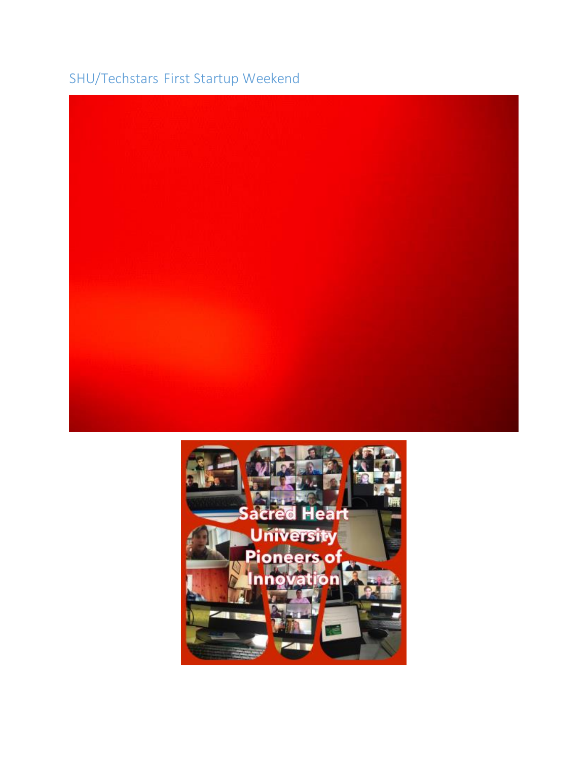## SHU/Techstars First Startup Weekend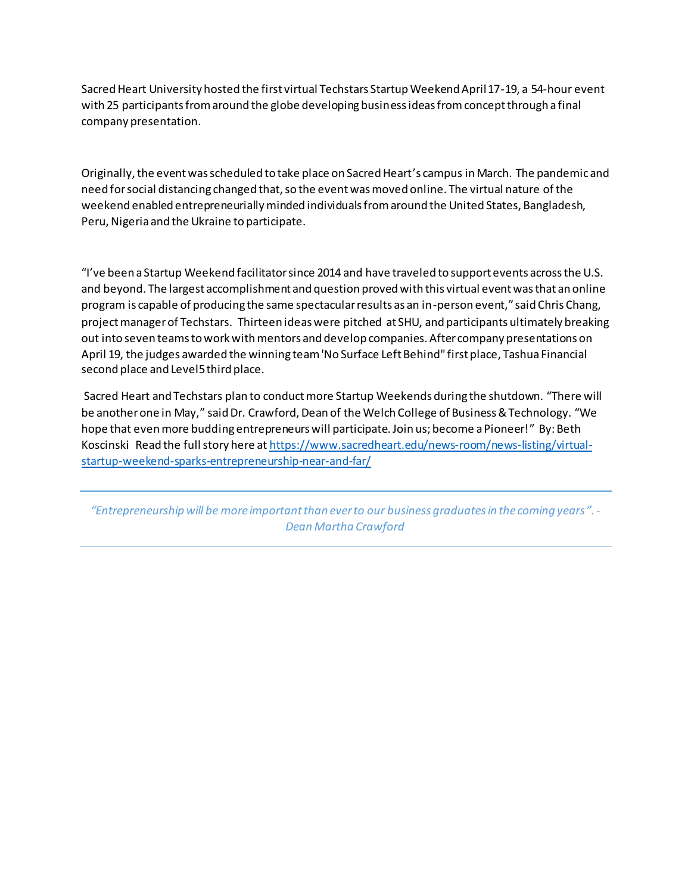Sacred Heart University hosted the first virtual Techstars Startup Weekend April 17-19, a 54-hour event with 25 participants from around the globe developing business ideas from concept through a final company presentation.

Originally, the event was scheduled to take place on Sacred Heart's campus in March. The pandemic and need for social distancing changed that, so the event was moved online. The virtual nature of the weekend enabled entrepreneurially minded individuals from around the United States, Bangladesh, Peru, Nigeria and the Ukraine to participate.

"I've been a Startup Weekend facilitator since 2014 and have traveled to support events across the U.S. and beyond. The largest accomplishment and question proved with this virtual event was that an online program is capable of producing the same spectacular results as an in-person event," said Chris Chang, project manager of Techstars. Thirteen ideas were pitched at SHU, and participants ultimately breaking out into seven teams to work with mentors and develop companies. After company presentations on April 19, the judges awarded the winning team 'No Surface Left Behind" first place, Tashua Financial second place and Level5 third place.

Sacred Heart and Techstars plan to conduct more Startup Weekends during the shutdown. "There will be another one in May," said Dr. Crawford, Dean of the Welch College of Business & Technology. "We hope that even more budding entrepreneurs will participate. Join us; become a Pioneer!" By: Beth Koscinski Read the full story here at [https://www.sacredheart.edu/news-room/news-listing/virtual-startup-weekend-sparks-entrepreneurship-near-and-far/](https://www.sacredheart.edu/news-room/news-listing/virtual-startup-weekend-sparks-entrepreneurship-near-and-far/)

---

*"Entrepreneurship will be more important than ever to our business graduates in the coming years". - Dean Martha Crawford*

---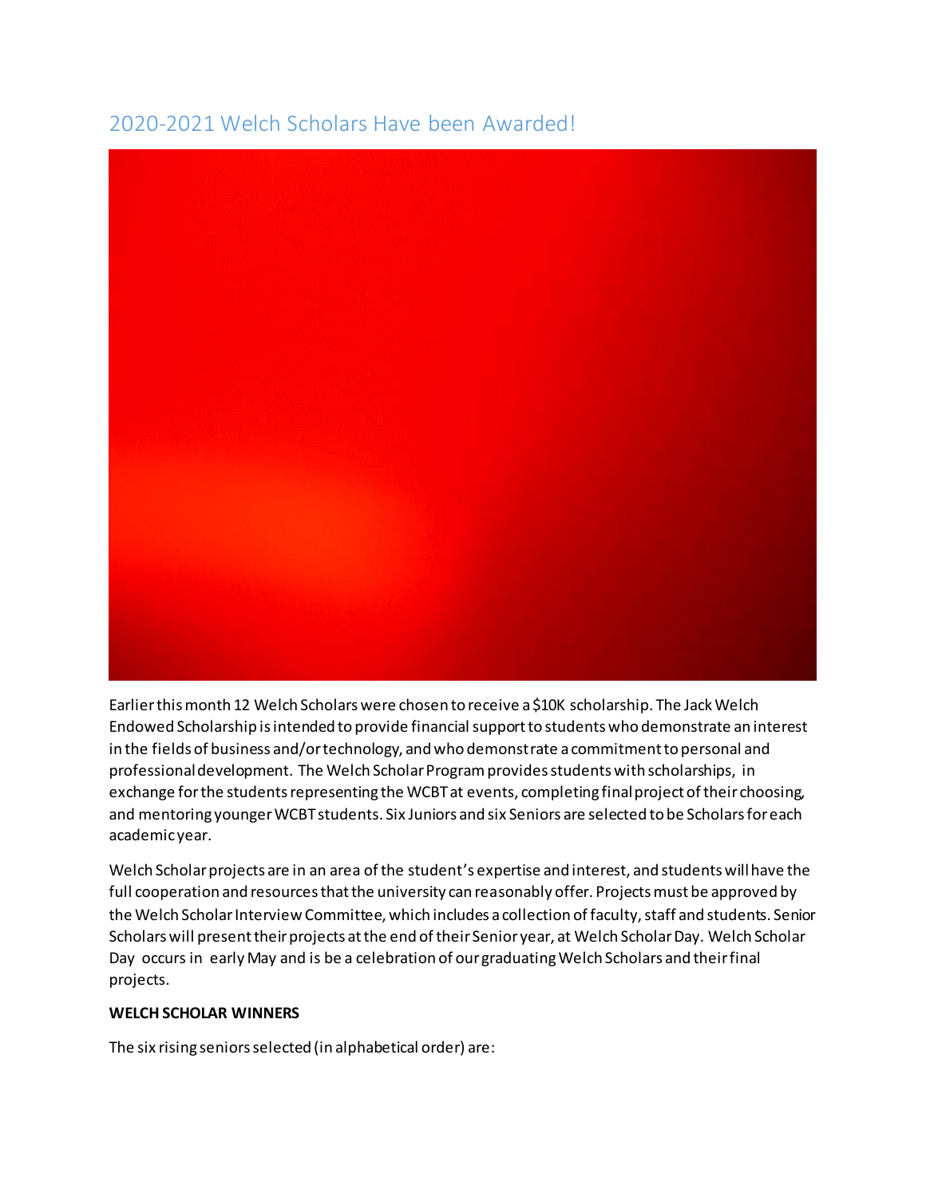## 2020-2021 Welch Scholars Have been Awarded!

Earlier this month 12 Welch Scholars were chosen to receive a $10K scholarship. The Jack Welch Endowed Scholarship is intended to provide financial support to students who demonstrate an interest in the fields of business and/or technology, and who demonstrate a commitment to personal and professional development. The Welch Scholar Program provides students with scholarships, in exchange for the students representing the WCBT at events, completing final project of their choosing, and mentoring younger WCBT students. Six Juniors and six Seniors are selected to be Scholars for each academic year.

Welch Scholar projects are in an area of the student's expertise and interest, and students will have the full cooperation and resources that the university can reasonably offer. Projects must be approved by the Welch Scholar Interview Committee, which includes a collection of faculty, staff and students. Senior Scholars will present their projects at the end of their Senior year, at Welch Scholar Day. Welch Scholar Day occurs in early May and is be a celebration of our graduating Welch Scholars and their final projects.

**WELCH SCHOLAR WINNERS**

The six rising seniors selected (in alphabetical order) are: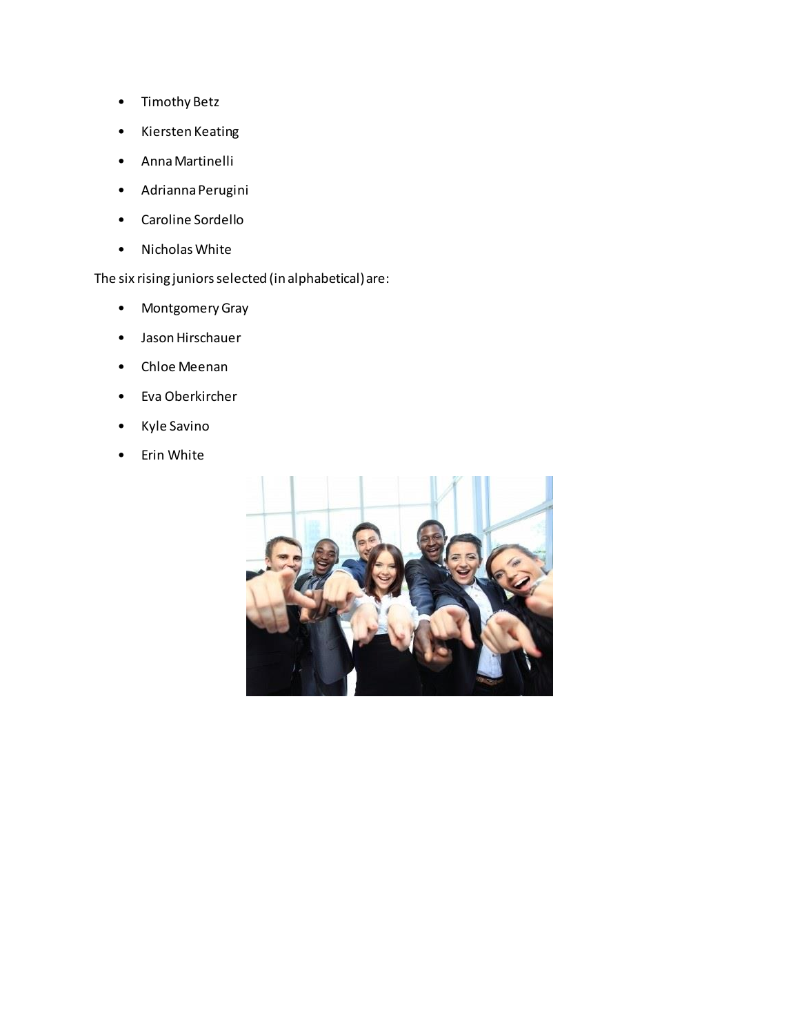- Timothy Betz
- Kiersten Keating
- Anna Martinelli
- Adrianna Perugini
- Caroline Sordello
- Nicholas White

The six rising juniors selected (in alphabetical) are:

- Montgomery Gray
- Jason Hirschauer
- Chloe Meenan
- Eva Oberkircher
- Kyle Savino
- Erin White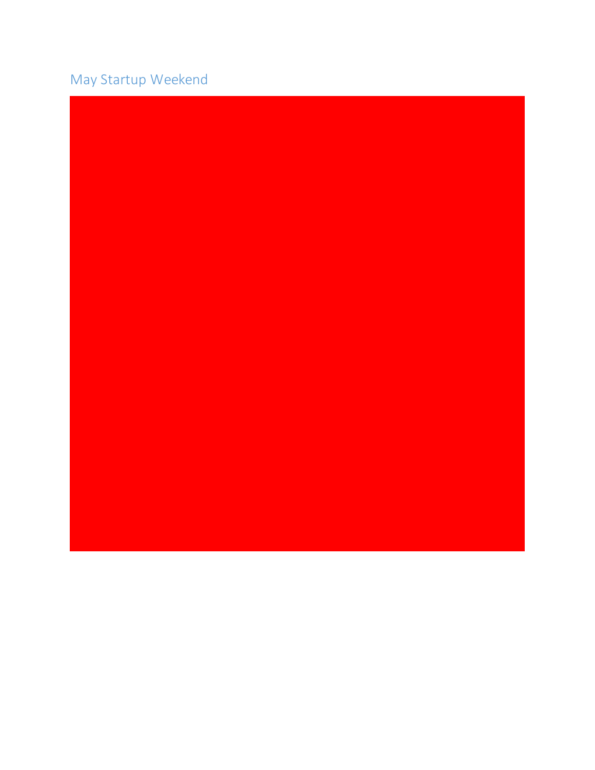## May Startup Weekend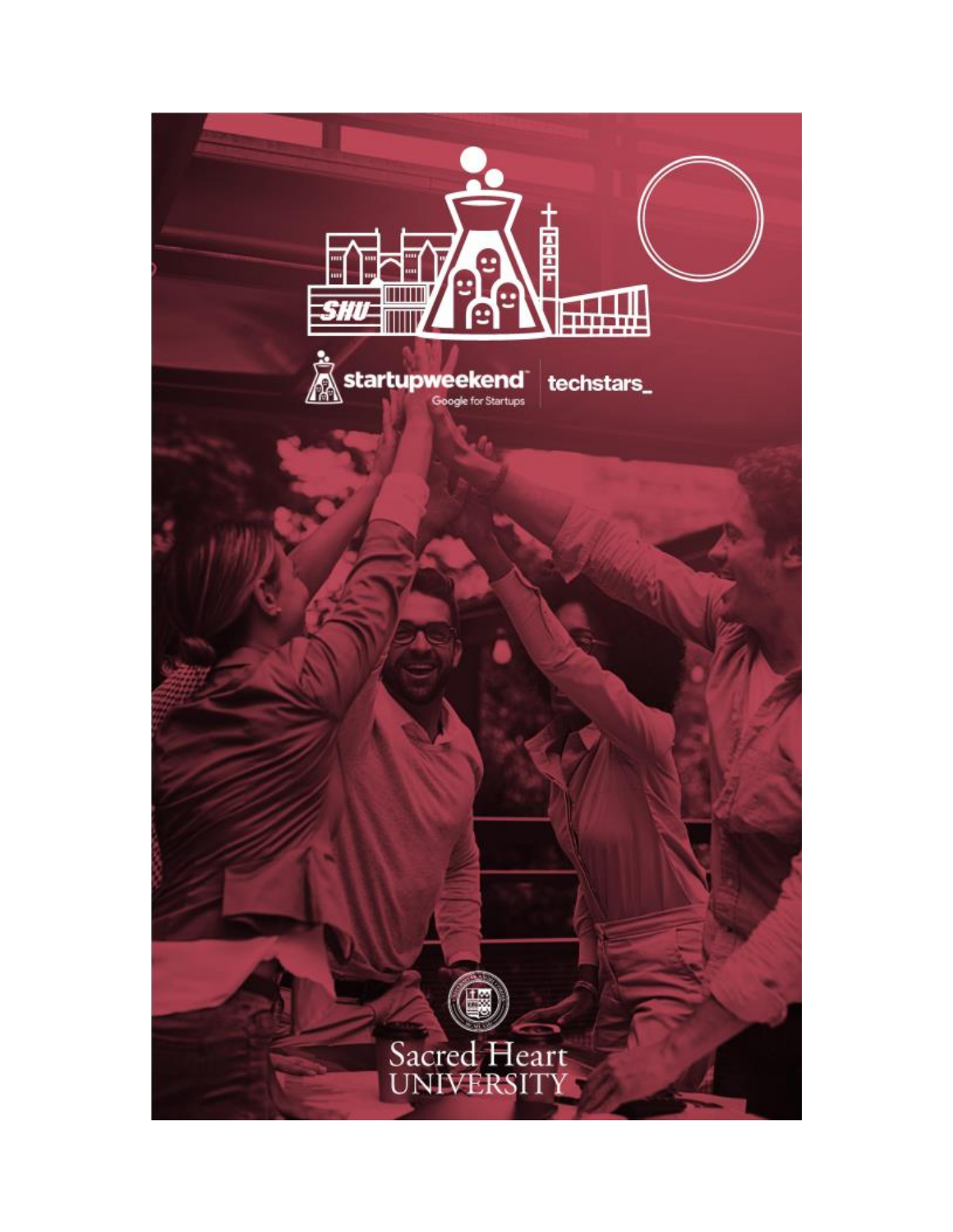SHU

startupweekend

Google for Startups

techstars_

Sacred Heart
UNIVERSITY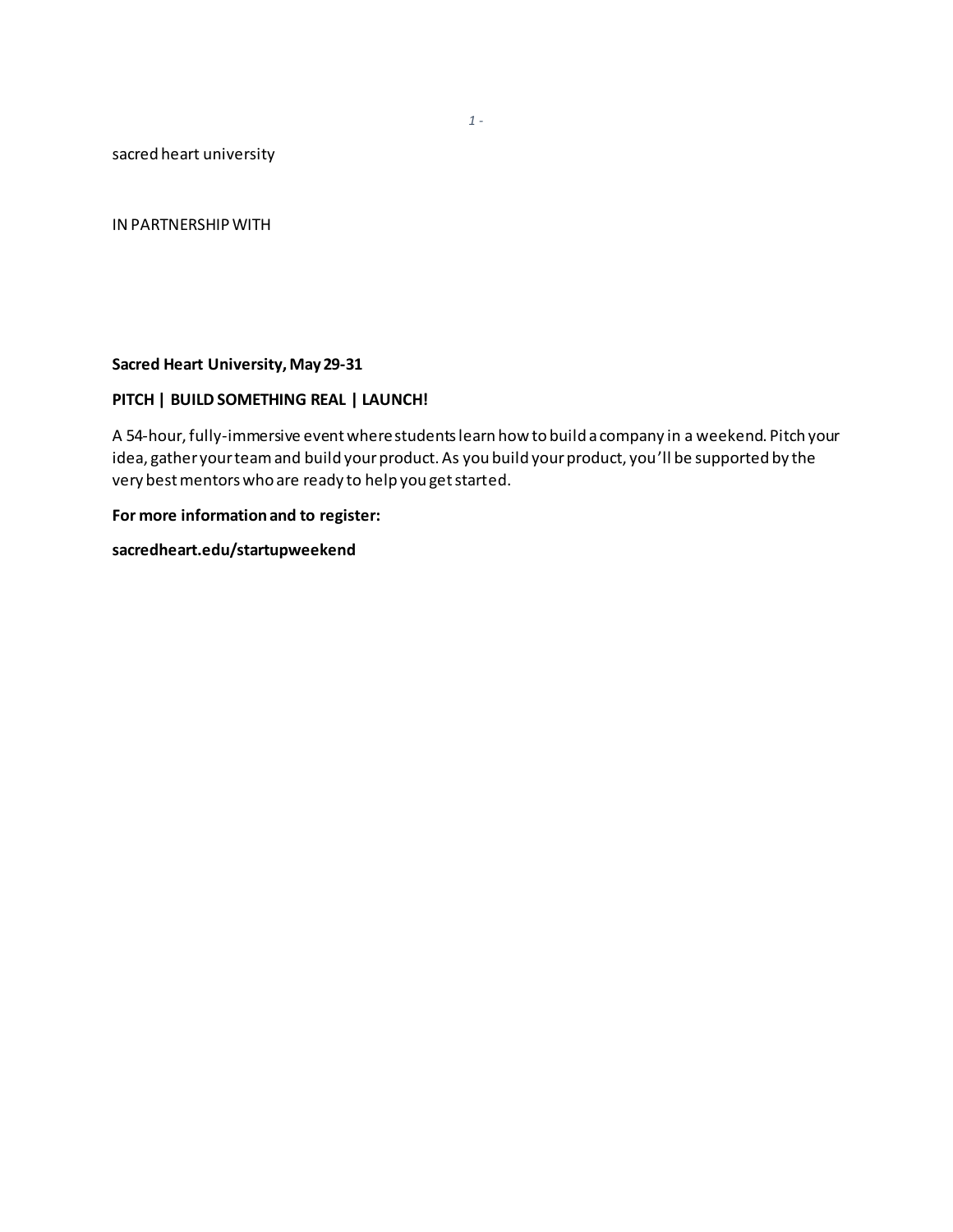sacred heart university

IN PARTNERSHIP WITH

**Sacred Heart University, May 29-31**

**PITCH | BUILD SOMETHING REAL | LAUNCH!**

A 54-hour, fully-immersive event where students learn how to build a company in a weekend. Pitch your idea, gather your team and build your product. As you build your product, you'll be supported by the very best mentors who are ready to help you get started.

**For more information and to register:**

**sacredheart.edu/startupweekend**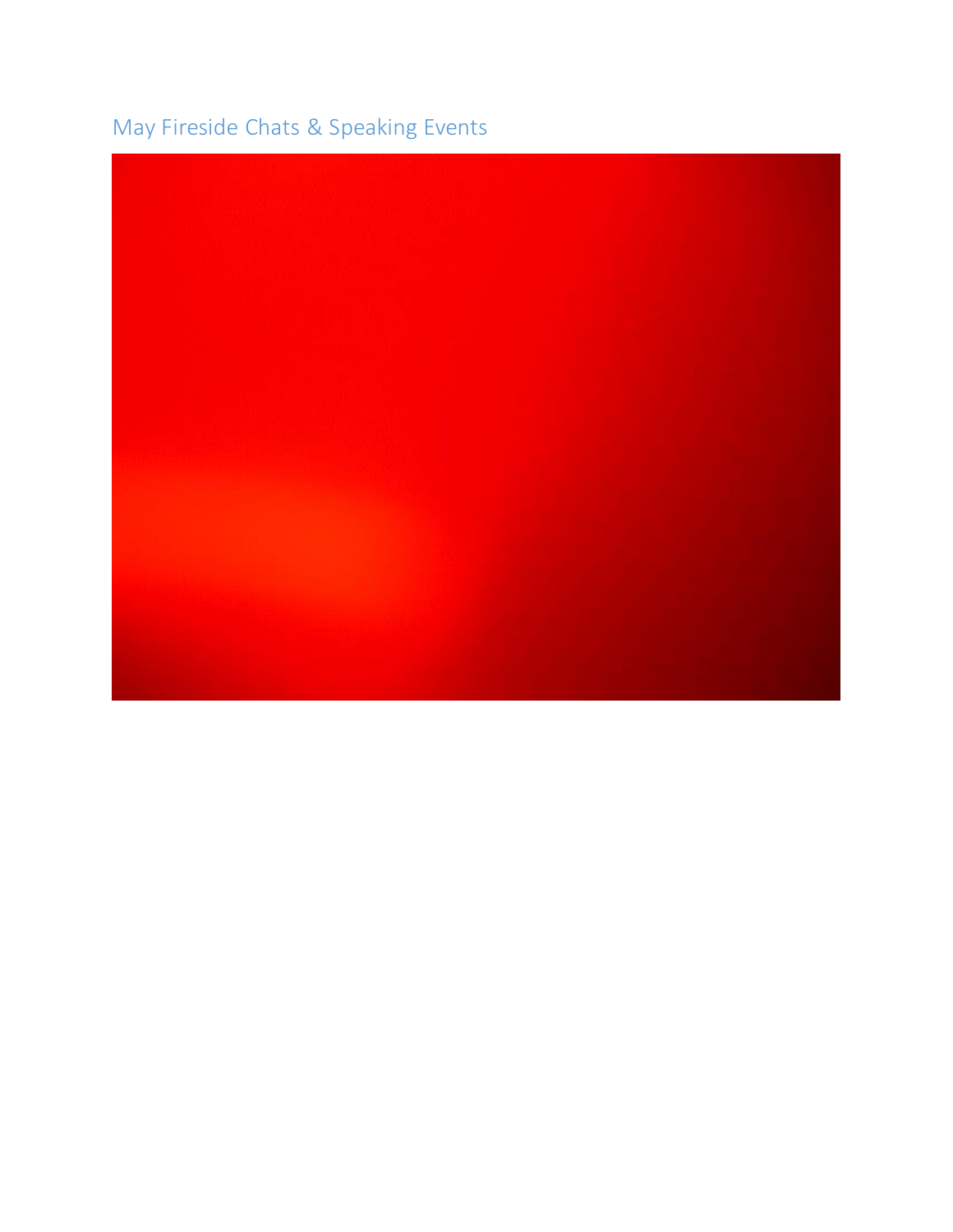## May Fireside Chats & Speaking Events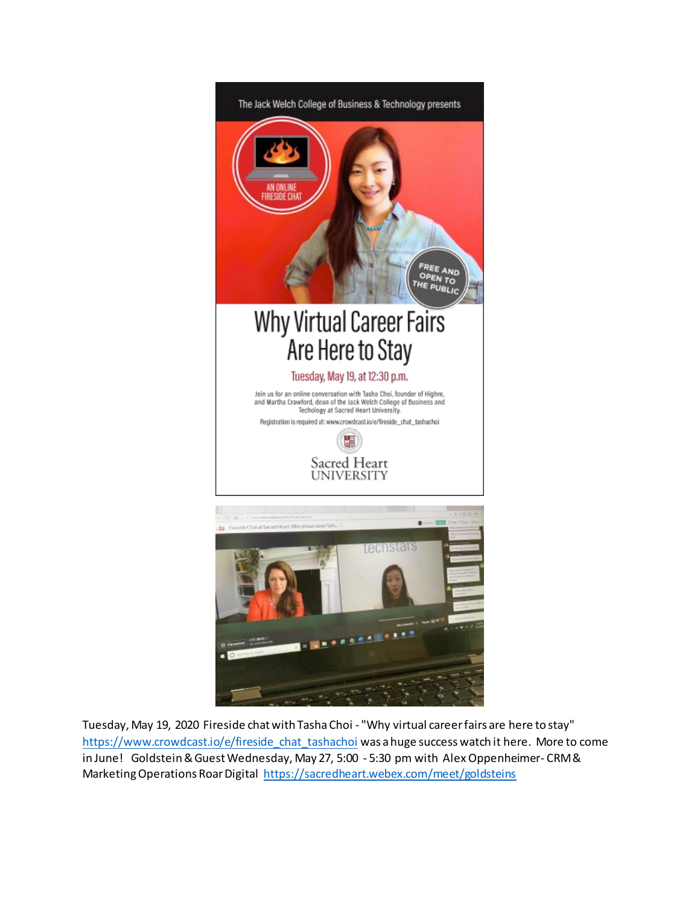The Jack Welch College of Business & Technology presents

AN ONLINE FIRESIDE CHAT

FREE AND OPEN TO THE PUBLIC

# Why Virtual Career Fairs Are Here to Stay

Tuesday, May 19, at 12:30 p.m.

Join us for an online conversation with Tasha Choi, founder of Highre, and Martha Crawford, dean of the Jack Welch College of Business and Techology at Sacred Heart University.

Registration is required at: www.crowdcast.io/e/fireside_chat_tashachoi

Sacred Heart UNIVERSITY

Tuesday, May 19, 2020 Fireside chat with Tasha Choi - "Why virtual career fairs are here to stay" https://www.crowdcast.io/e/fireside_chat_tashachoi was a huge success watch it here. More to come in June! Goldstein & Guest Wednesday, May 27, 5:00 - 5:30 pm with Alex Oppenheimer- CRM & Marketing Operations Roar Digital https://sacredheart.webex.com/meet/goldsteins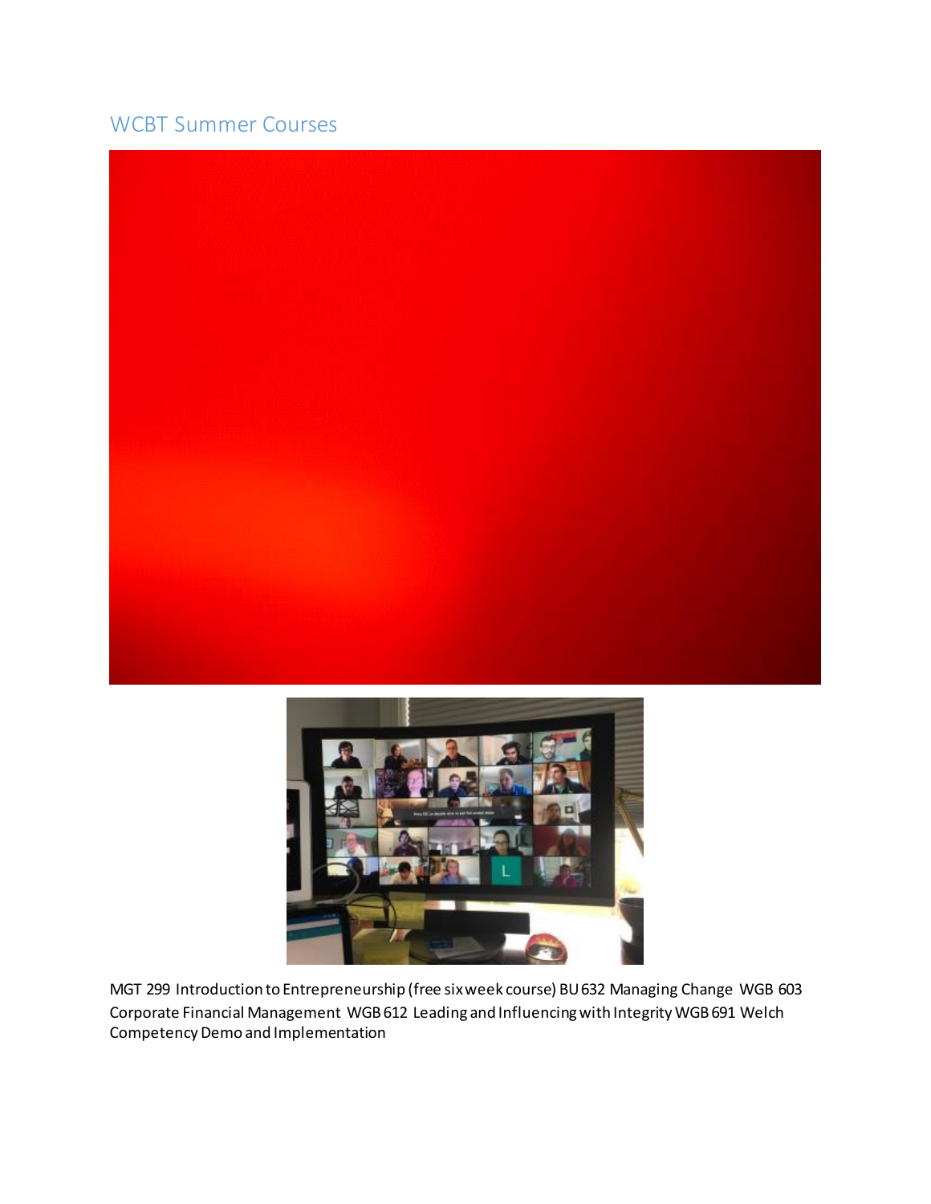## WCBT Summer Courses

MGT 299 Introduction to Entrepreneurship (free six week course) BU 632 Managing Change WGB 603 Corporate Financial Management WGB 612 Leading and Influencing with Integrity WGB 691 Welch Competency Demo and Implementation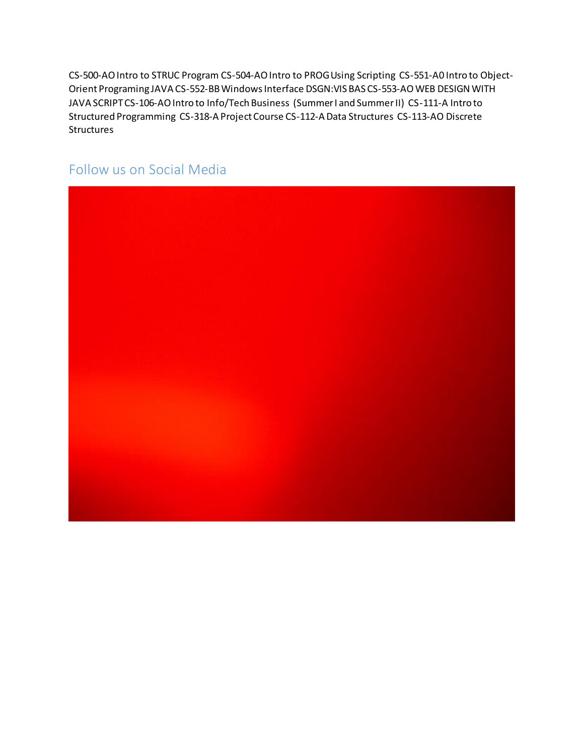CS-500-AO Intro to STRUC Program CS-504-AO Intro to PROG Using Scripting CS-551-A0 Intro to Object-Orient Programing JAVA CS-552-BB Windows Interface DSGN:VIS BAS CS-553-AO WEB DESIGN WITH JAVA SCRIPT CS-106-AO Intro to Info/Tech Business (Summer I and Summer II) CS-111-A Intro to Structured Programming CS-318-A Project Course CS-112-A Data Structures CS-113-AO Discrete Structures

## Follow us on Social Media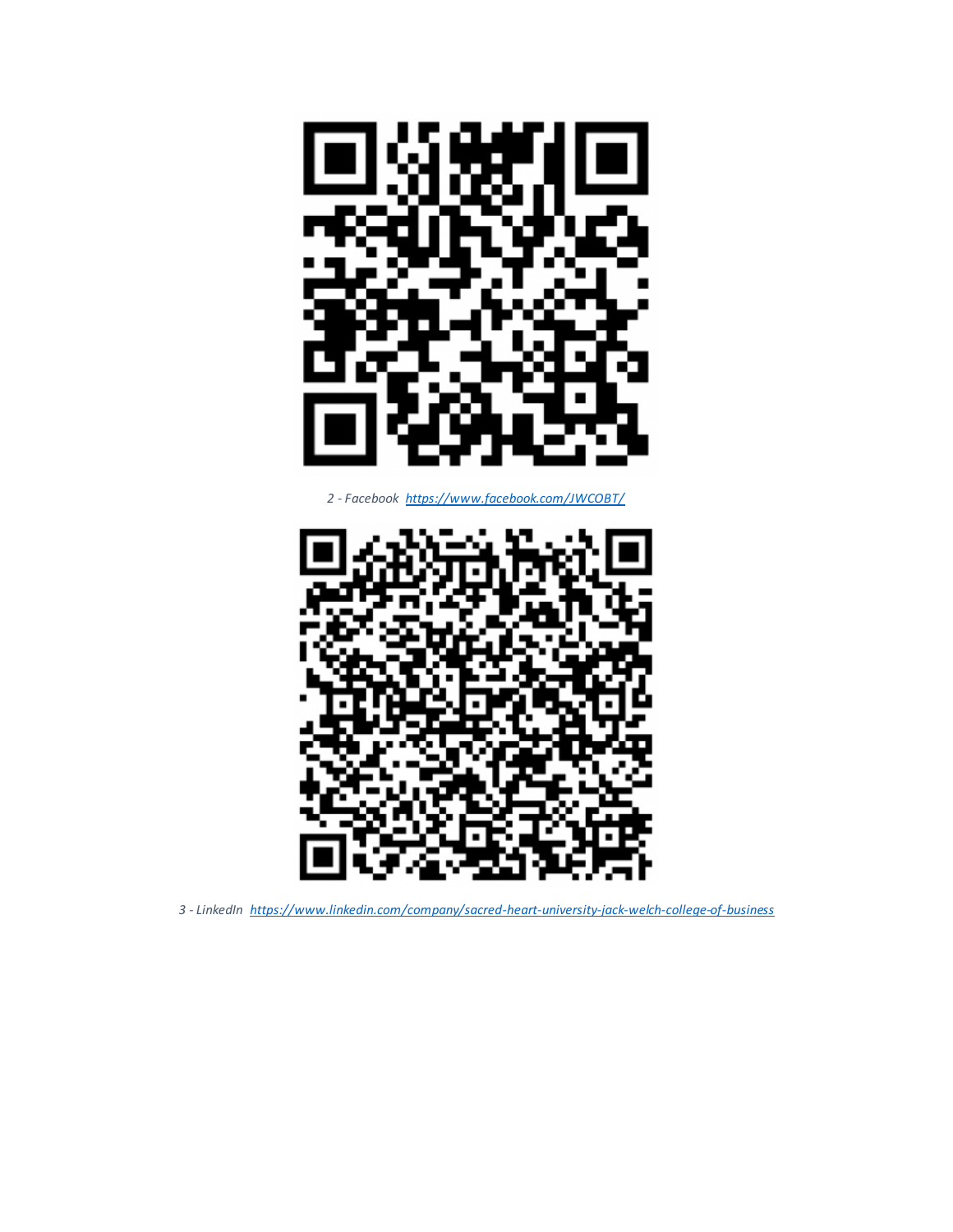*2 - Facebook [https://www.facebook.com/JWCOBT/](https://www.facebook.com/JWCOBT/)*

*3 - LinkedIn [https://www.linkedin.com/company/sacred-heart-university-jack-welch-college-of-business](https://www.linkedin.com/company/sacred-heart-university-jack-welch-college-of-business)*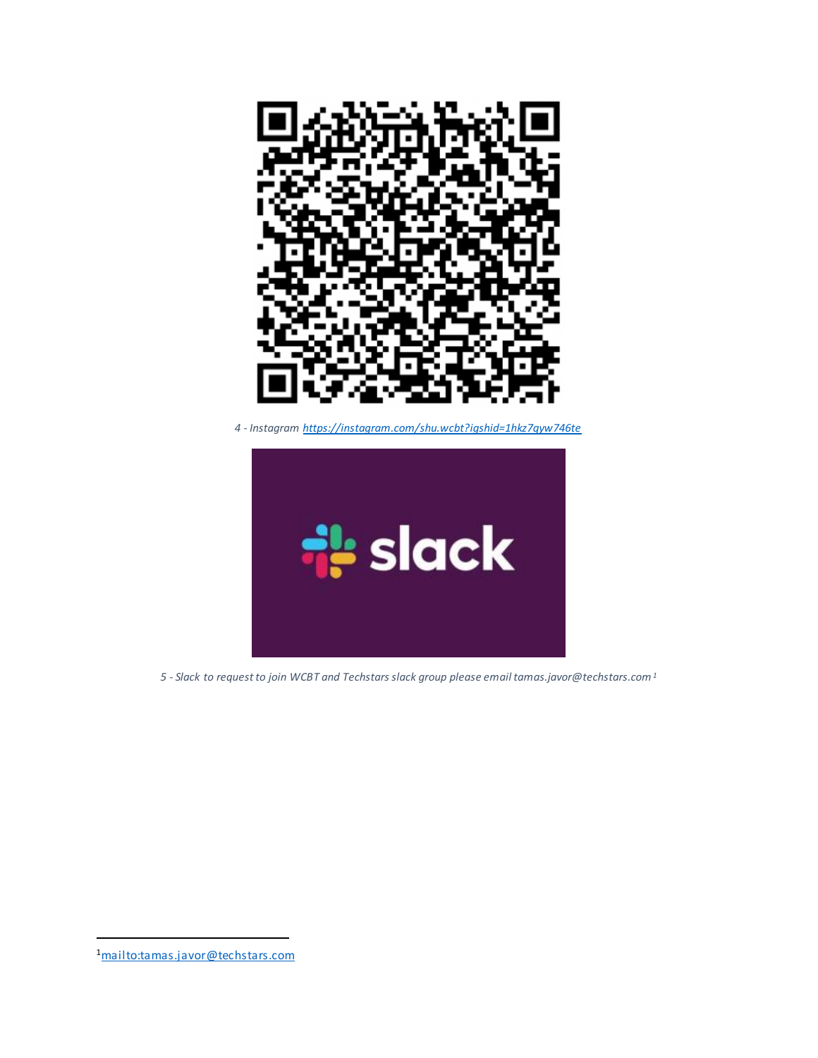*4 - Instagram [https://instagram.com/shu.wcbt?igshid=1hkz7qyw746te](https://instagram.com/shu.wcbt?igshid=1hkz7qyw746te)*

*5 - Slack to request to join WCBT and Techstars slack group please email tamas.javor@techstars.com*[1]

---

[1] [mailto:tamas.javor@techstars.com](mailto:tamas.javor@techstars.com)